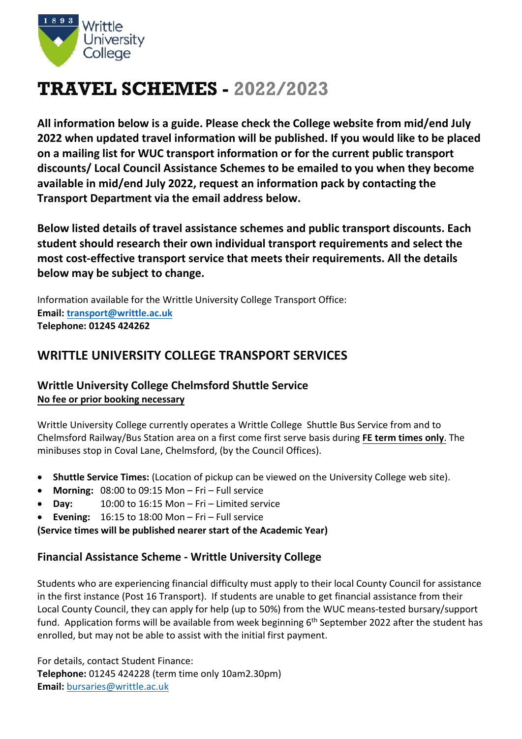# TRAVEL SCHEMES - 2022/2023

**All information below is a guide. Please check the College website from mid/end July 2022 when updated travel information will be published. If you would like to be placed on a mailing list for WUC transport information or for the current public transport discounts/ Local Council Assistance Schemes to be emailed to you when they become available in mid/end July 2022, request an information pack by contacting the Transport Department via the email address below.**

**Below listed details of travel assistance schemes and public transport discounts. Each student should research their own individual transport requirements and select the most cost-effective transport service that meets their requirements. All the details below may be subject to change.**

Information available for the Writtle University College Transport Office:
**Email: transport@writtle.ac.uk**
**Telephone: 01245 424262**

## WRITTLE UNIVERSITY COLLEGE TRANSPORT SERVICES

### Writtle University College Chelmsford Shuttle Service

**No fee or prior booking necessary**

Writtle University College currently operates a Writtle College Shuttle Bus Service from and to Chelmsford Railway/Bus Station area on a first come first serve basis during **FE term times only**. The minibuses stop in Coval Lane, Chelmsford, (by the Council Offices).

- **Shuttle Service Times:** (Location of pickup can be viewed on the University College web site).
- **Morning:** 08:00 to 09:15 Mon – Fri – Full service
- **Day:** 10:00 to 16:15 Mon – Fri – Limited service
- **Evening:** 16:15 to 18:00 Mon – Fri – Full service

**(Service times will be published nearer start of the Academic Year)**

### Financial Assistance Scheme - Writtle University College

Students who are experiencing financial difficulty must apply to their local County Council for assistance in the first instance (Post 16 Transport). If students are unable to get financial assistance from their Local County Council, they can apply for help (up to 50%) from the WUC means-tested bursary/support fund. Application forms will be available from week beginning 6th September 2022 after the student has enrolled, but may not be able to assist with the initial first payment.

For details, contact Student Finance:
**Telephone:** 01245 424228 (term time only 10am2.30pm)
**Email:** bursaries@writtle.ac.uk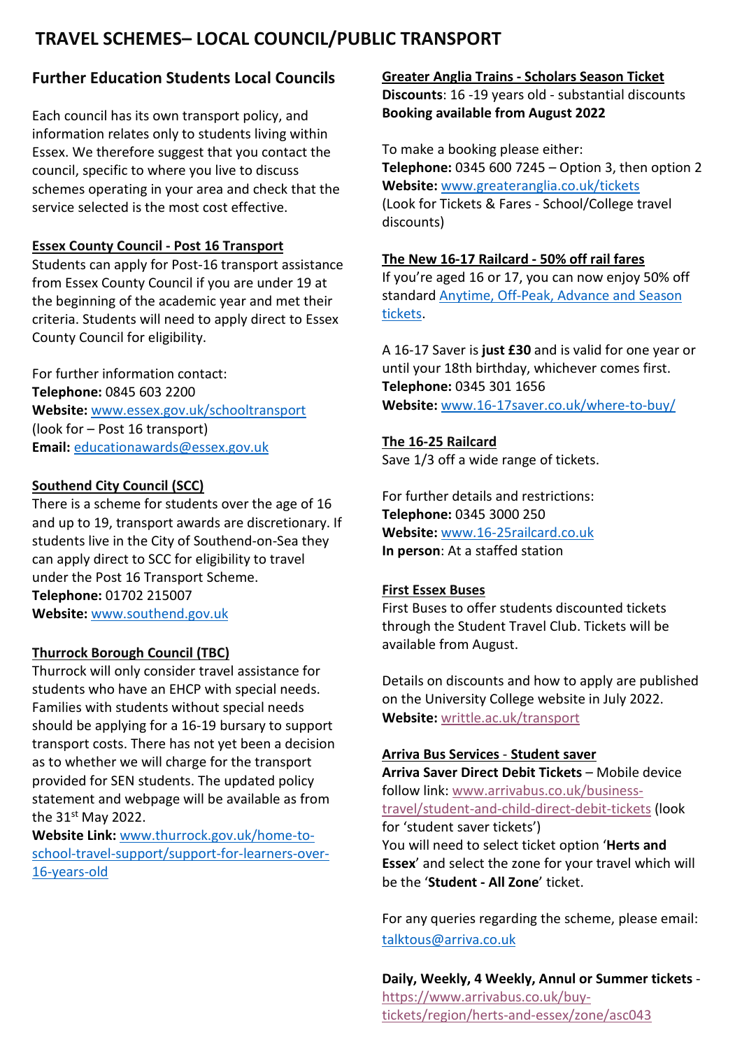# TRAVEL SCHEMES– LOCAL COUNCIL/PUBLIC TRANSPORT

## Further Education Students Local Councils

Each council has its own transport policy, and information relates only to students living within Essex. We therefore suggest that you contact the council, specific to where you live to discuss schemes operating in your area and check that the service selected is the most cost effective.

### Essex County Council - Post 16 Transport

Students can apply for Post-16 transport assistance from Essex County Council if you are under 19 at the beginning of the academic year and met their criteria. Students will need to apply direct to Essex County Council for eligibility.

For further information contact:
**Telephone:** 0845 603 2200
**Website:** www.essex.gov.uk/schooltransport
(look for – Post 16 transport)
**Email:** educationawards@essex.gov.uk

### Southend City Council (SCC)

There is a scheme for students over the age of 16 and up to 19, transport awards are discretionary. If students live in the City of Southend-on-Sea they can apply direct to SCC for eligibility to travel under the Post 16 Transport Scheme.
**Telephone:** 01702 215007
**Website:** www.southend.gov.uk

### Thurrock Borough Council (TBC)

Thurrock will only consider travel assistance for students who have an EHCP with special needs. Families with students without special needs should be applying for a 16-19 bursary to support transport costs. There has not yet been a decision as to whether we will charge for the transport provided for SEN students. The updated policy statement and webpage will be available as from the 31st May 2022.
**Website Link:** www.thurrock.gov.uk/home-to-school-travel-support/support-for-learners-over-16-years-old

### Greater Anglia Trains - Scholars Season Ticket

**Discounts**: 16 -19 years old - substantial discounts
**Booking available from August 2022**

To make a booking please either:
**Telephone:** 0345 600 7245 – Option 3, then option 2
**Website:** www.greateranglia.co.uk/tickets
(Look for Tickets & Fares - School/College travel discounts)

### The New 16-17 Railcard - 50% off rail fares

If you're aged 16 or 17, you can now enjoy 50% off standard Anytime, Off-Peak, Advance and Season tickets.

A 16-17 Saver is **just £30** and is valid for one year or until your 18th birthday, whichever comes first.
**Telephone:** 0345 301 1656
**Website:** www.16-17saver.co.uk/where-to-buy/

### The 16-25 Railcard

Save 1/3 off a wide range of tickets.

For further details and restrictions:
**Telephone:** 0345 3000 250
**Website:** www.16-25railcard.co.uk
**In person**: At a staffed station

### First Essex Buses

First Buses to offer students discounted tickets through the Student Travel Club. Tickets will be available from August.

Details on discounts and how to apply are published on the University College website in July 2022.
**Website:** writtle.ac.uk/transport

### Arriva Bus Services - Student saver

**Arriva Saver Direct Debit Tickets** – Mobile device follow link: www.arrivabus.co.uk/business-travel/student-and-child-direct-debit-tickets (look for 'student saver tickets')
You will need to select ticket option '**Herts and Essex**' and select the zone for your travel which will be the '**Student - All Zone**' ticket.

For any queries regarding the scheme, please email: talktous@arriva.co.uk

**Daily, Weekly, 4 Weekly, Annul or Summer tickets** - https://www.arrivabus.co.uk/buy-tickets/region/herts-and-essex/zone/asc043